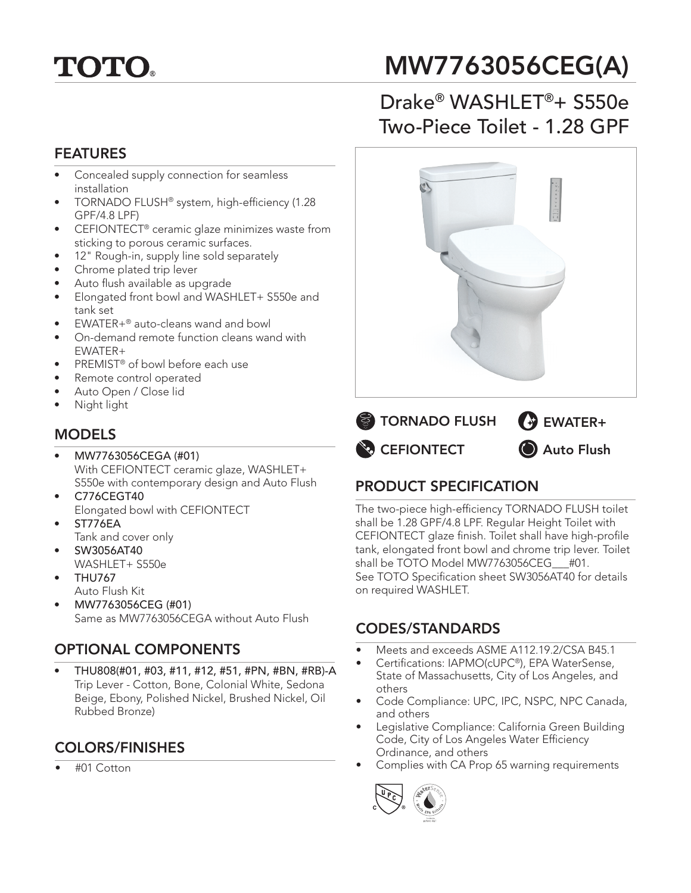**TOTO®**

# MW7763056CEG(A)

## Drake® WASHLET®+ S550e Two-Piece Toilet - 1.28 GPF

TORNADO FLUSH

EWATER+

CEFIONTECT

Auto Flush

## FEATURES

- Concealed supply connection for seamless installation
- TORNADO FLUSH® system, high-efficiency (1.28 GPF/4.8 LPF)
- CEFIONTECT® ceramic glaze minimizes waste from sticking to porous ceramic surfaces.
- 12" Rough-in, supply line sold separately
- Chrome plated trip lever
- Auto flush available as upgrade
- Elongated front bowl and WASHLET+ S550e and tank set
- EWATER+® auto-cleans wand and bowl
- On-demand remote function cleans wand with EWATER+
- PREMIST® of bowl before each use
- Remote control operated
- Auto Open / Close lid
- Night light

## MODELS

- **MW7763056CEGA (#01)**
  With CEFIONTECT ceramic glaze, WASHLET+ S550e with contemporary design and Auto Flush
- **C776CEGT40**
  Elongated bowl with CEFIONTECT
- **ST776EA**
  Tank and cover only
- **SW3056AT40**
  WASHLET+ S550e
- **THU767**
  Auto Flush Kit
- **MW7763056CEG (#01)**
  Same as MW7763056CEGA without Auto Flush

## OPTIONAL COMPONENTS

- **THU808(#01, #03, #11, #12, #51, #PN, #BN, #RB)-A**
  Trip Lever - Cotton, Bone, Colonial White, Sedona Beige, Ebony, Polished Nickel, Brushed Nickel, Oil Rubbed Bronze)

## COLORS/FINISHES

- #01 Cotton

## PRODUCT SPECIFICATION

The two-piece high-efficiency TORNADO FLUSH toilet shall be 1.28 GPF/4.8 LPF. Regular Height Toilet with CEFIONTECT glaze finish. Toilet shall have high-profile tank, elongated front bowl and chrome trip lever. Toilet shall be TOTO Model MW7763056CEG___#01.
See TOTO Specification sheet SW3056AT40 for details on required WASHLET.

## CODES/STANDARDS

- Meets and exceeds ASME A112.19.2/CSA B45.1
- Certifications: IAPMO(cUPC®), EPA WaterSense, State of Massachusetts, City of Los Angeles, and others
- Code Compliance: UPC, IPC, NSPC, NPC Canada, and others
- Legislative Compliance: California Green Building Code, City of Los Angeles Water Efficiency Ordinance, and others
- Complies with CA Prop 65 warning requirements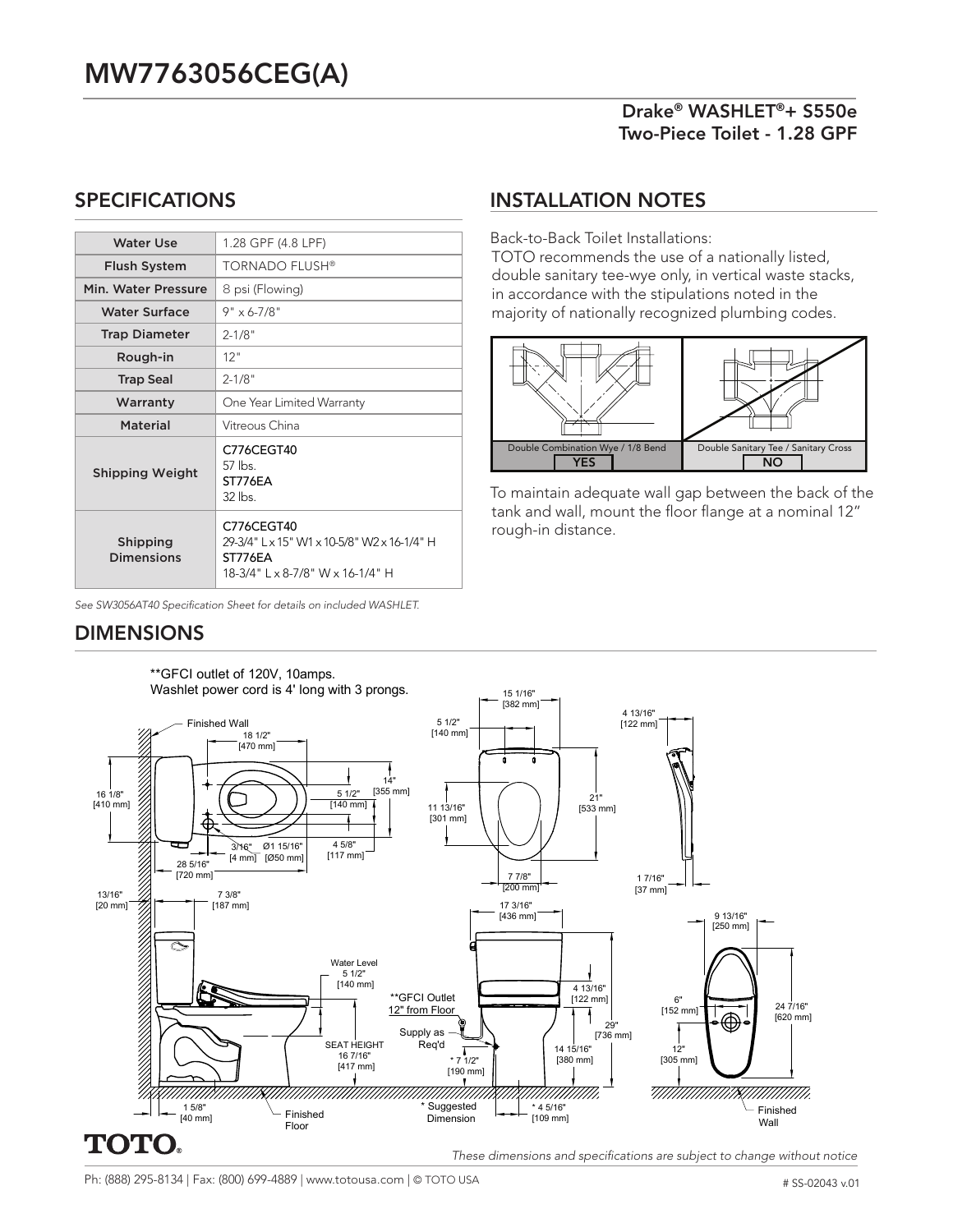# MW7763056CEG(A)

**Drake® WASHLET®+ S550e**
**Two-Piece Toilet - 1.28 GPF**

## SPECIFICATIONS

| | |
|---|---|
| Water Use | 1.28 GPF (4.8 LPF) |
| Flush System | TORNADO FLUSH® |
| Min. Water Pressure | 8 psi (Flowing) |
| Water Surface | 9" x 6-7/8" |
| Trap Diameter | 2-1/8" |
| Rough-in | 12" |
| Trap Seal | 2-1/8" |
| Warranty | One Year Limited Warranty |
| Material | Vitreous China |
| Shipping Weight | C776CEGT40<br>57 lbs.<br>ST776EA<br>32 lbs. |
| Shipping Dimensions | C776CEGT40<br>29-3/4" L x 15" W1 x 10-5/8" W2 x 16-1/4" H<br>ST776EA<br>18-3/4" L x 8-7/8" W x 16-1/4" H |

*See SW3056AT40 Specification Sheet for details on included WASHLET.*

## INSTALLATION NOTES

Back-to-Back Toilet Installations:
TOTO recommends the use of a nationally listed, double sanitary tee-wye only, in vertical waste stacks, in accordance with the stipulations noted in the majority of nationally recognized plumbing codes.

Double Combination Wye / 1/8 Bend
YES

Double Sanitary Tee / Sanitary Cross
NO

To maintain adequate wall gap between the back of the tank and wall, mount the floor flange at a nominal 12" rough-in distance.

## DIMENSIONS

**GFCI outlet of 120V, 10amps.
Washlet power cord is 4' long with 3 prongs.

Finished Wall
18 1/2" [470 mm]
16 1/8" [410 mm]
14" [355 mm]
5 1/2" [140 mm]
3/16" [4 mm]
Ø1 15/16" [Ø50 mm]
4 5/8" [117 mm]
28 5/16" [720 mm]
13/16" [20 mm]
7 3/8" [187 mm]
15 1/16" [382 mm]
5 1/2" [140 mm]
11 13/16" [301 mm]
21" [533 mm]
7 7/8" [200 mm]
4 13/16" [122 mm]
1 7/16" [37 mm]
Water Level 5 1/2" [140 mm]
SEAT HEIGHT 16 7/16" [417 mm]
1 5/8" [40 mm]
Finished Floor
**GFCI Outlet 12" from Floor
Supply as Req'd
* 7 1/2" [190 mm]
* Suggested Dimension
17 3/16" [436 mm]
4 13/16" [122 mm]
29" [736 mm]
14 15/16" [380 mm]
* 4 5/16" [109 mm]
9 13/16" [250 mm]
6" [152 mm]
24 7/16" [620 mm]
12" [305 mm]
Finished Wall

*These dimensions and specifications are subject to change without notice*

Ph: (888) 295-8134 | Fax: (800) 699-4889 | www.totousa.com | © TOTO USA

# SS-02043 v.01